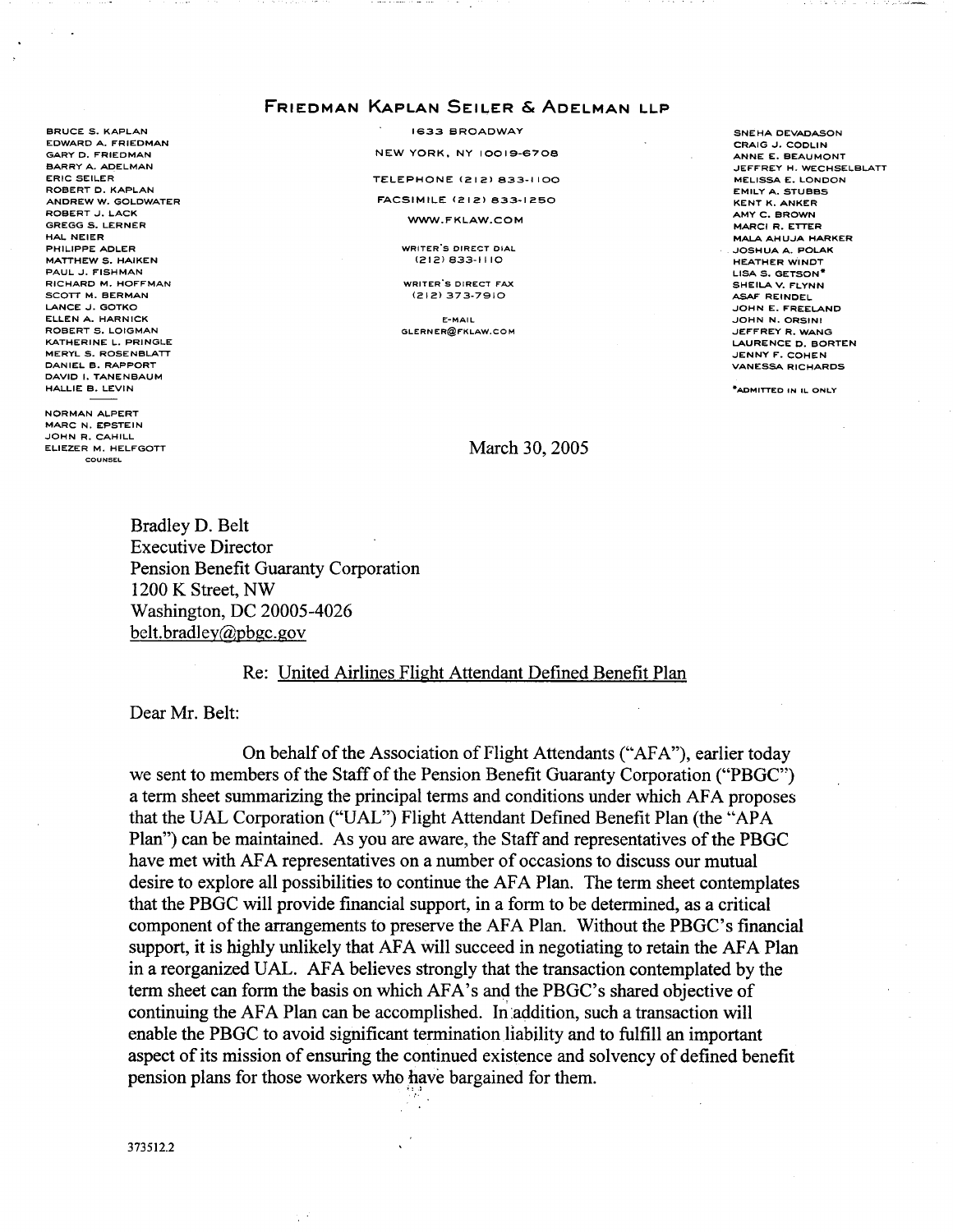# FRIEDMAN KAPLAN SEILER & ADELMAN LLP

BRUCE S. KAPLAN
EDWARD A. FRIEDMAN
GARY D. FRIEDMAN
BARRY A. ADELMAN
ERIC SEILER
ROBERT D. KAPLAN
ANDREW W. GOLDWATER
ROBERT J. LACK
GREGG S. LERNER
HAL NEIER
PHILIPPE ADLER
MATTHEW S. HAIKEN
PAUL J. FISHMAN
RICHARD M. HOFFMAN
SCOTT M. BERMAN
LANCE J. GOTKO
ELLEN A. HARNICK
ROBERT S. LOIGMAN
KATHERINE L. PRINGLE
MERYL S. ROSENBLATT
DANIEL B. RAPPORT
DAVID I. TANENBAUM
HALLIE B. LEVIN

NORMAN ALPERT
MARC N. EPSTEIN
JOHN R. CAHILL
ELIEZER M. HELFGOTT
COUNSEL

1633 BROADWAY
NEW YORK, NY 10019-6708
TELEPHONE (212) 833-1100
FACSIMILE (212) 833-1250
WWW.FKLAW.COM

WRITER'S DIRECT DIAL
(212) 833-1110

WRITER'S DIRECT FAX
(212) 373-7910

E-MAIL
GLERNER@FKLAW.COM

SNEHA DEVADASON
CRAIG J. CODLIN
ANNE E. BEAUMONT
JEFFREY H. WECHSELBLATT
MELISSA E. LONDON
EMILY A. STUBBS
KENT K. ANKER
AMY C. BROWN
MARCI R. ETTER
MALA AHUJA HARKER
JOSHUA A. POLAK
HEATHER WINDT
LISA S. GETSON*
SHEILA V. FLYNN
ASAF REINDEL
JOHN E. FREELAND
JOHN N. ORSINI
JEFFREY R. WANG
LAURENCE D. BORTEN
JENNY F. COHEN
VANESSA RICHARDS

*ADMITTED IN IL ONLY

March 30, 2005

Bradley D. Belt
Executive Director
Pension Benefit Guaranty Corporation
1200 K Street, NW
Washington, DC 20005-4026
belt.bradley@pbgc.gov

Re: United Airlines Flight Attendant Defined Benefit Plan

Dear Mr. Belt:

On behalf of the Association of Flight Attendants ("AFA"), earlier today we sent to members of the Staff of the Pension Benefit Guaranty Corporation ("PBGC") a term sheet summarizing the principal terms and conditions under which AFA proposes that the UAL Corporation ("UAL") Flight Attendant Defined Benefit Plan (the "APA Plan") can be maintained. As you are aware, the Staff and representatives of the PBGC have met with AFA representatives on a number of occasions to discuss our mutual desire to explore all possibilities to continue the AFA Plan. The term sheet contemplates that the PBGC will provide financial support, in a form to be determined, as a critical component of the arrangements to preserve the AFA Plan. Without the PBGC's financial support, it is highly unlikely that AFA will succeed in negotiating to retain the AFA Plan in a reorganized UAL. AFA believes strongly that the transaction contemplated by the term sheet can form the basis on which AFA's and the PBGC's shared objective of continuing the AFA Plan can be accomplished. In addition, such a transaction will enable the PBGC to avoid significant termination liability and to fulfill an important aspect of its mission of ensuring the continued existence and solvency of defined benefit pension plans for those workers who have bargained for them.

373512.2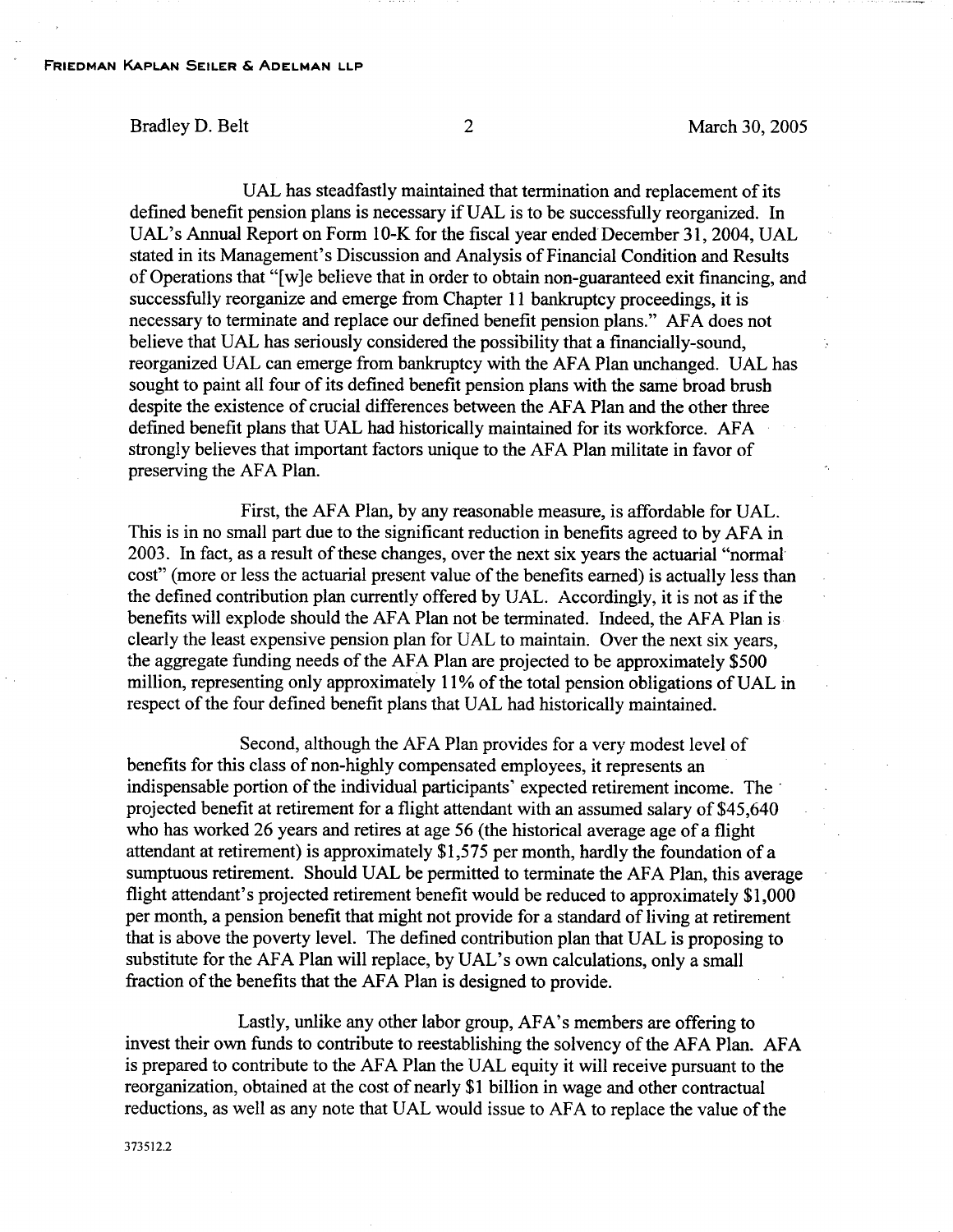UAL has steadfastly maintained that termination and replacement of its defined benefit pension plans is necessary if UAL is to be successfully reorganized. In UAL's Annual Report on Form 10-K for the fiscal year ended December 31, 2004, UAL stated in its Management's Discussion and Analysis of Financial Condition and Results of Operations that "[w]e believe that in order to obtain non-guaranteed exit financing, and successfully reorganize and emerge from Chapter 11 bankruptcy proceedings, it is necessary to terminate and replace our defined benefit pension plans." AFA does not believe that UAL has seriously considered the possibility that a financially-sound, reorganized UAL can emerge from bankruptcy with the AFA Plan unchanged. UAL has sought to paint all four of its defined benefit pension plans with the same broad brush despite the existence of crucial differences between the AFA Plan and the other three defined benefit plans that UAL had historically maintained for its workforce. AFA strongly believes that important factors unique to the AFA Plan militate in favor of preserving the AFA Plan.

First, the AFA Plan, by any reasonable measure, is affordable for UAL. This is in no small part due to the significant reduction in benefits agreed to by AFA in 2003. In fact, as a result of these changes, over the next six years the actuarial "normal cost" (more or less the actuarial present value of the benefits earned) is actually less than the defined contribution plan currently offered by UAL. Accordingly, it is not as if the benefits will explode should the AFA Plan not be terminated. Indeed, the AFA Plan is clearly the least expensive pension plan for UAL to maintain. Over the next six years, the aggregate funding needs of the AFA Plan are projected to be approximately $500 million, representing only approximately 11% of the total pension obligations of UAL in respect of the four defined benefit plans that UAL had historically maintained.

Second, although the AFA Plan provides for a very modest level of benefits for this class of non-highly compensated employees, it represents an indispensable portion of the individual participants' expected retirement income. The projected benefit at retirement for a flight attendant with an assumed salary of $45,640 who has worked 26 years and retires at age 56 (the historical average age of a flight attendant at retirement) is approximately $1,575 per month, hardly the foundation of a sumptuous retirement. Should UAL be permitted to terminate the AFA Plan, this average flight attendant's projected retirement benefit would be reduced to approximately $1,000 per month, a pension benefit that might not provide for a standard of living at retirement that is above the poverty level. The defined contribution plan that UAL is proposing to substitute for the AFA Plan will replace, by UAL's own calculations, only a small fraction of the benefits that the AFA Plan is designed to provide.

Lastly, unlike any other labor group, AFA's members are offering to invest their own funds to contribute to reestablishing the solvency of the AFA Plan. AFA is prepared to contribute to the AFA Plan the UAL equity it will receive pursuant to the reorganization, obtained at the cost of nearly $1 billion in wage and other contractual reductions, as well as any note that UAL would issue to AFA to replace the value of the

373512.2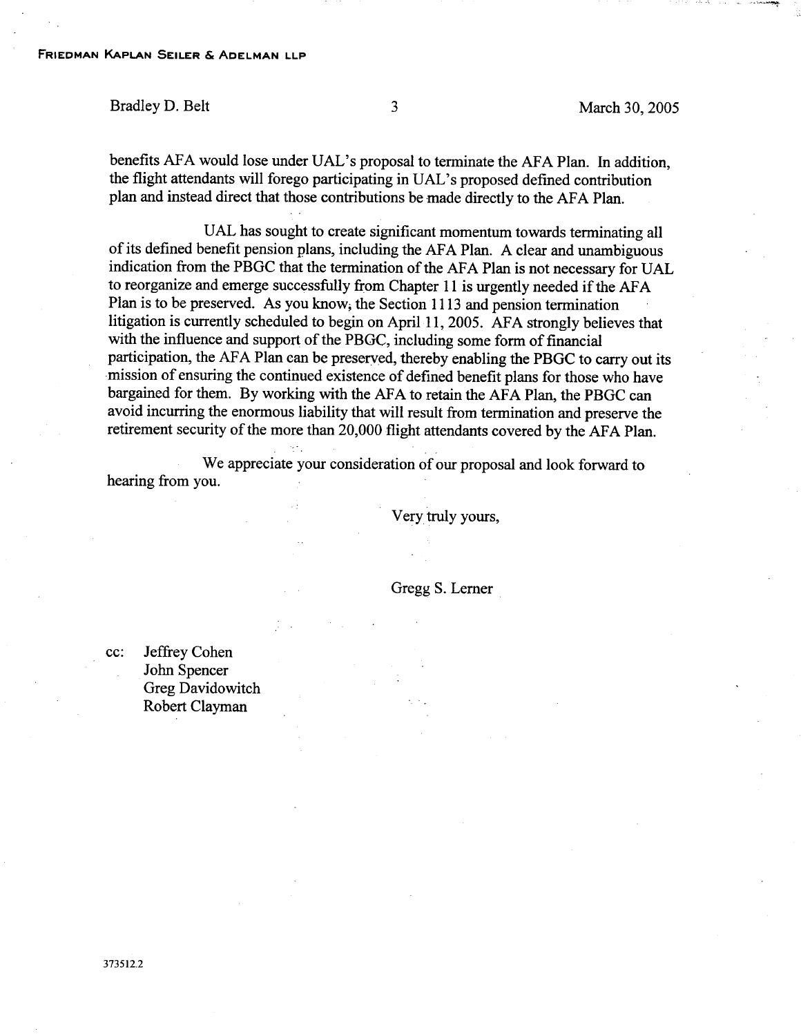benefits AFA would lose under UAL's proposal to terminate the AFA Plan. In addition, the flight attendants will forego participating in UAL's proposed defined contribution plan and instead direct that those contributions be made directly to the AFA Plan.

UAL has sought to create significant momentum towards terminating all of its defined benefit pension plans, including the AFA Plan. A clear and unambiguous indication from the PBGC that the termination of the AFA Plan is not necessary for UAL to reorganize and emerge successfully from Chapter 11 is urgently needed if the AFA Plan is to be preserved. As you know, the Section 1113 and pension termination litigation is currently scheduled to begin on April 11, 2005. AFA strongly believes that with the influence and support of the PBGC, including some form of financial participation, the AFA Plan can be preserved, thereby enabling the PBGC to carry out its mission of ensuring the continued existence of defined benefit plans for those who have bargained for them. By working with the AFA to retain the AFA Plan, the PBGC can avoid incurring the enormous liability that will result from termination and preserve the retirement security of the more than 20,000 flight attendants covered by the AFA Plan.

We appreciate your consideration of our proposal and look forward to hearing from you.

Very truly yours,

Gregg S. Lerner

cc: Jeffrey Cohen
John Spencer
Greg Davidowitch
Robert Clayman

373512.2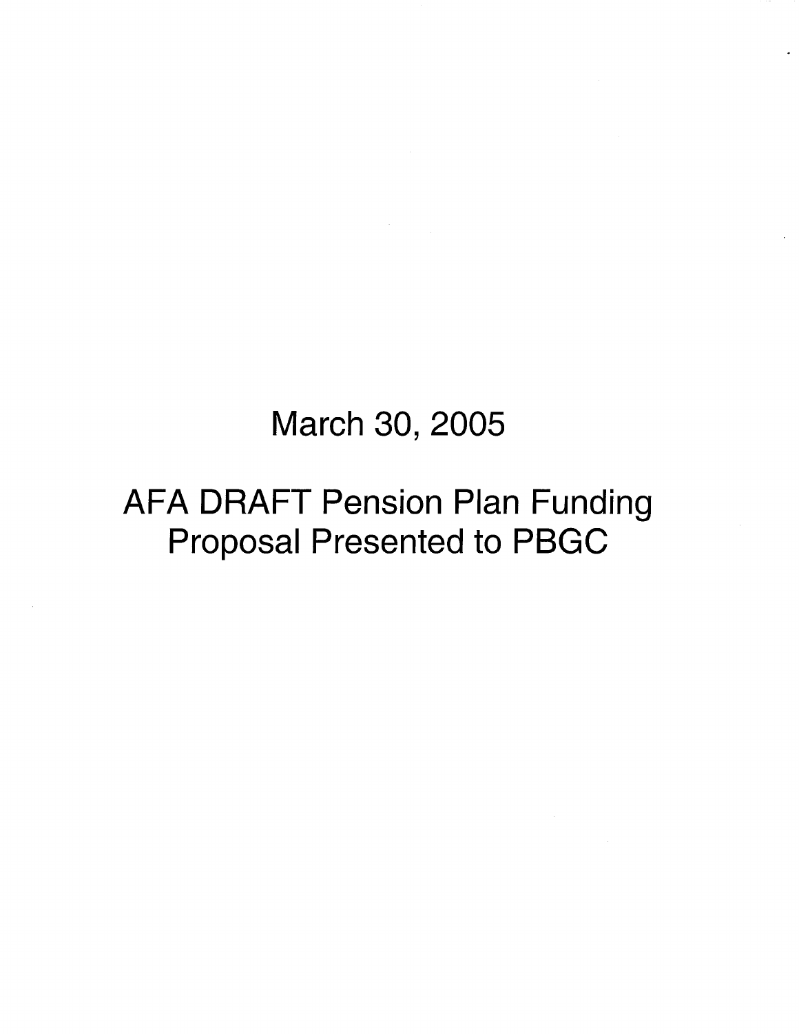# March 30, 2005

# AFA DRAFT Pension Plan Funding Proposal Presented to PBGC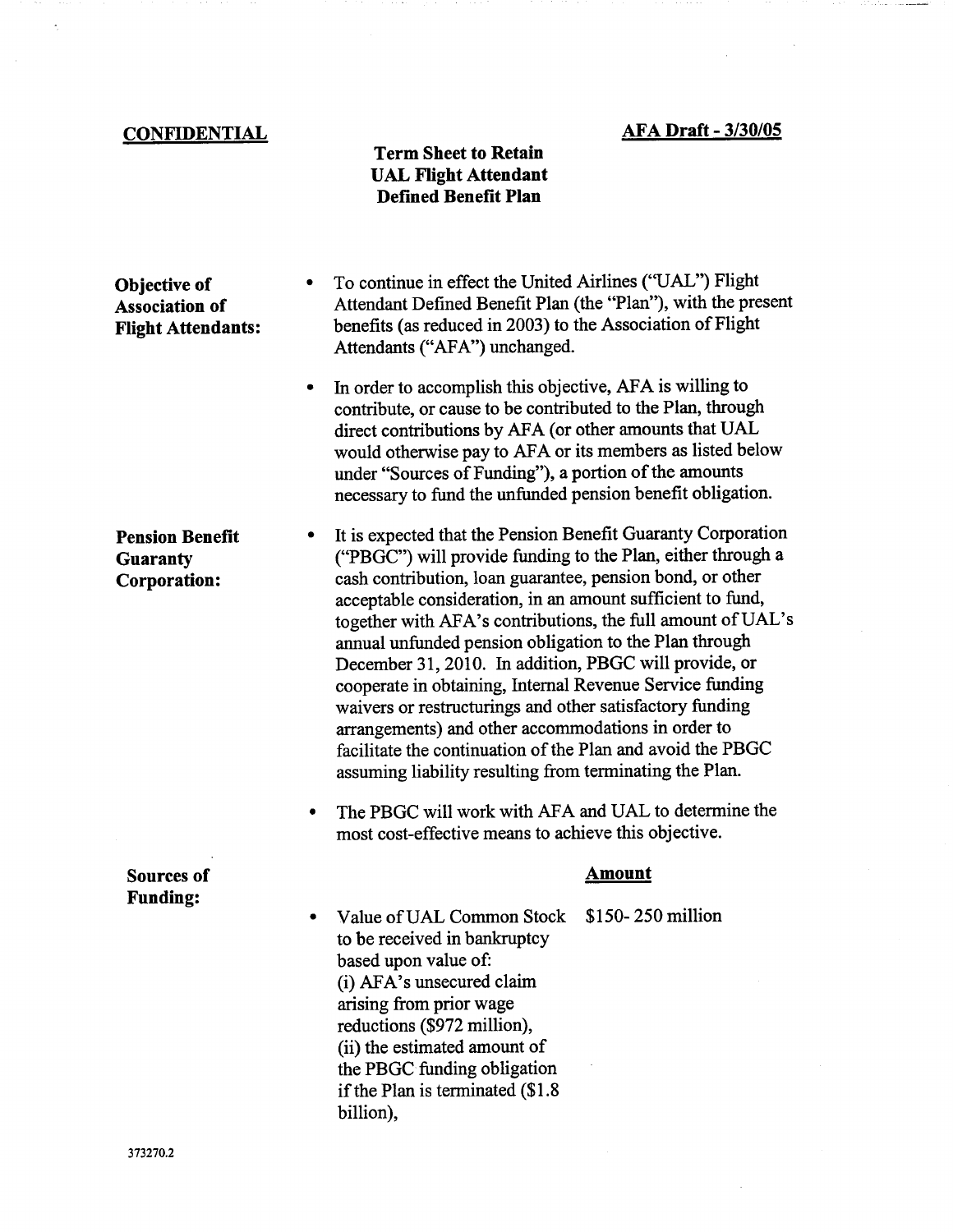**CONFIDENTIAL**

**AFA Draft - 3/30/05**

# Term Sheet to Retain UAL Flight Attendant Defined Benefit Plan

**Objective of Association of Flight Attendants:**

- To continue in effect the United Airlines ("UAL") Flight Attendant Defined Benefit Plan (the "Plan"), with the present benefits (as reduced in 2003) to the Association of Flight Attendants ("AFA") unchanged.
- In order to accomplish this objective, AFA is willing to contribute, or cause to be contributed to the Plan, through direct contributions by AFA (or other amounts that UAL would otherwise pay to AFA or its members as listed below under "Sources of Funding"), a portion of the amounts necessary to fund the unfunded pension benefit obligation.

**Pension Benefit Guaranty Corporation:**

- It is expected that the Pension Benefit Guaranty Corporation ("PBGC") will provide funding to the Plan, either through a cash contribution, loan guarantee, pension bond, or other acceptable consideration, in an amount sufficient to fund, together with AFA's contributions, the full amount of UAL's annual unfunded pension obligation to the Plan through December 31, 2010. In addition, PBGC will provide, or cooperate in obtaining, Internal Revenue Service funding waivers or restructurings and other satisfactory funding arrangements) and other accommodations in order to facilitate the continuation of the Plan and avoid the PBGC assuming liability resulting from terminating the Plan.
- The PBGC will work with AFA and UAL to determine the most cost-effective means to achieve this objective.

**Sources of Funding:**

| | **Amount** |
|---|---|
| • Value of UAL Common Stock to be received in bankruptcy based upon value of: (i) AFA's unsecured claim arising from prior wage reductions ($972 million), (ii) the estimated amount of the PBGC funding obligation if the Plan is terminated ($1.8 billion), | $150- 250 million |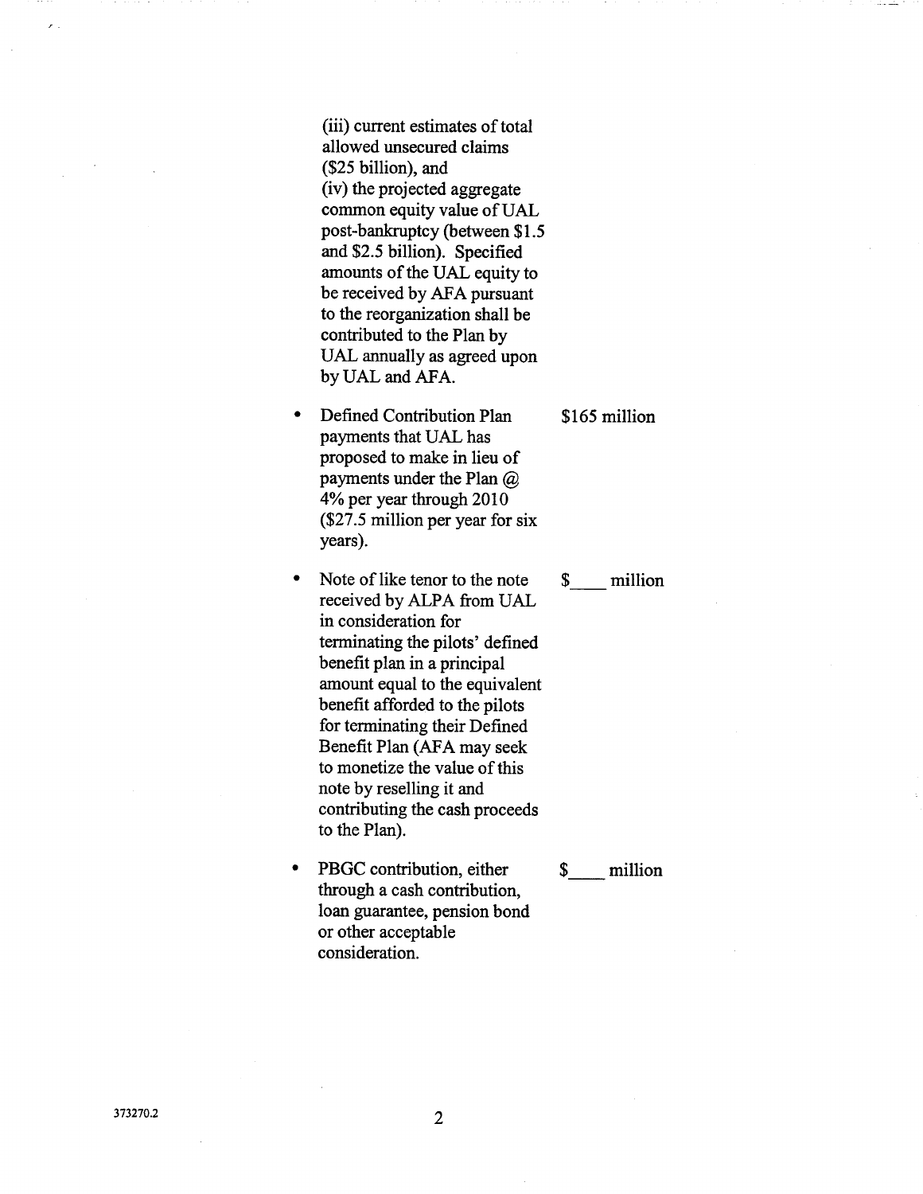(iii) current estimates of total allowed unsecured claims ($25 billion), and
(iv) the projected aggregate common equity value of UAL post-bankruptcy (between $1.5 and $2.5 billion). Specified amounts of the UAL equity to be received by AFA pursuant to the reorganization shall be contributed to the Plan by UAL annually as agreed upon by UAL and AFA.

- Defined Contribution Plan payments that UAL has proposed to make in lieu of payments under the Plan @ 4% per year through 2010 ($27.5 million per year for six years). — $165 million

- Note of like tenor to the note received by ALPA from UAL in consideration for terminating the pilots' defined benefit plan in a principal amount equal to the equivalent benefit afforded to the pilots for terminating their Defined Benefit Plan (AFA may seek to monetize the value of this note by reselling it and contributing the cash proceeds to the Plan). — $____ million

- PBGC contribution, either through a cash contribution, loan guarantee, pension bond or other acceptable consideration. — $____ million

373270.2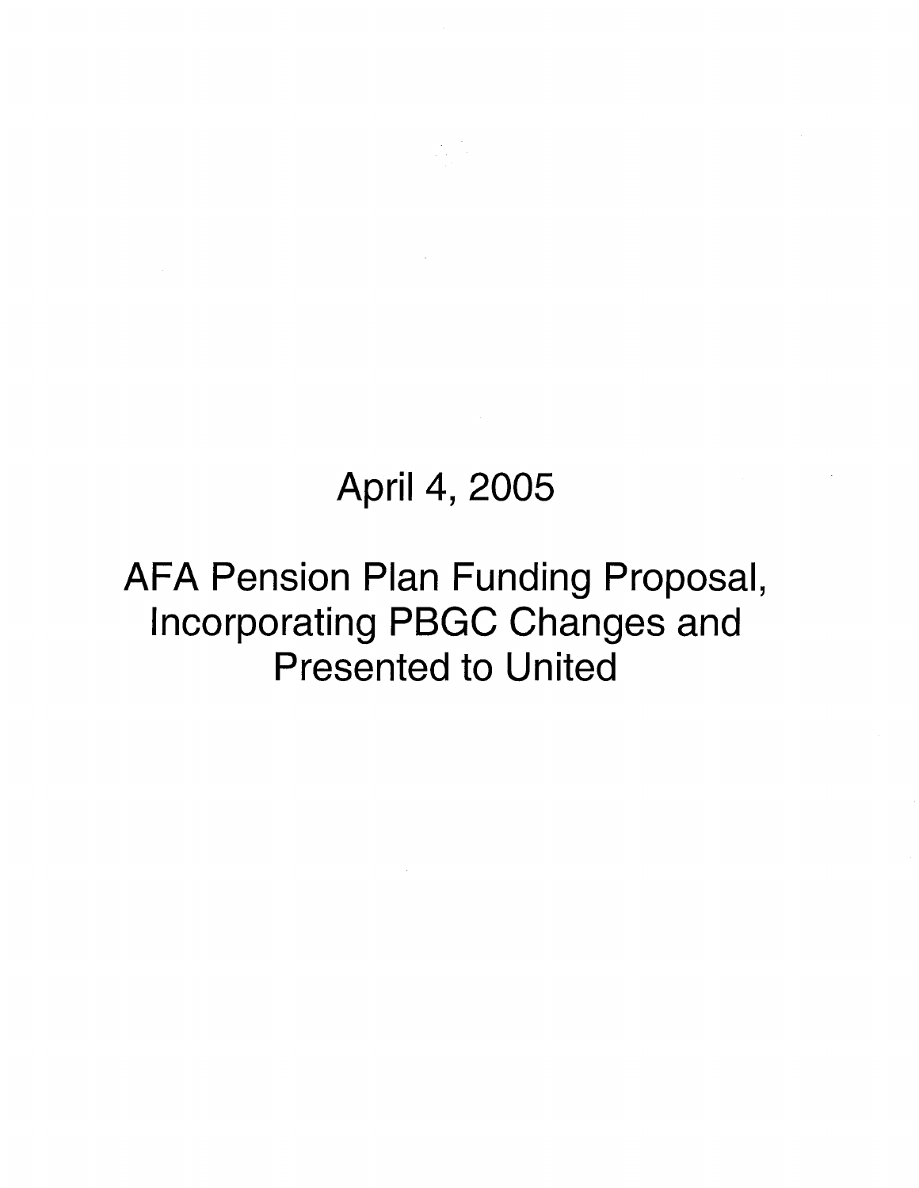April 4, 2005

AFA Pension Plan Funding Proposal, Incorporating PBGC Changes and Presented to United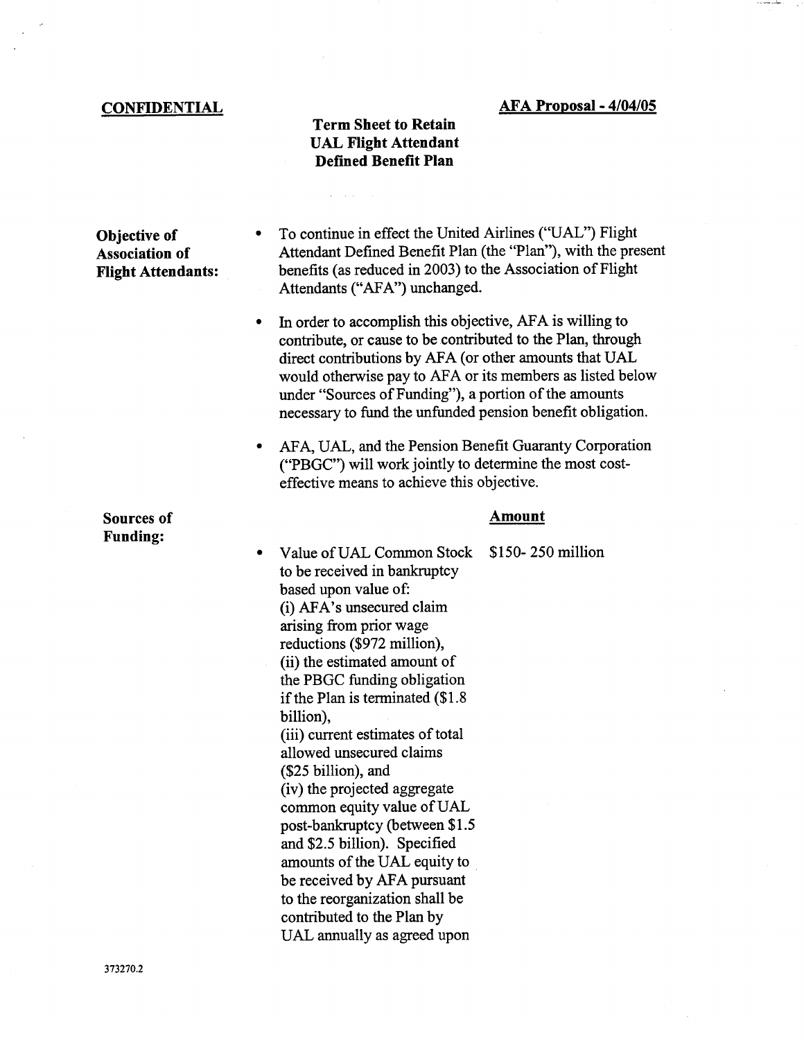**CONFIDENTIAL**

**AFA Proposal - 4/04/05**

## Term Sheet to Retain UAL Flight Attendant Defined Benefit Plan

**Objective of Association of Flight Attendants:**

- To continue in effect the United Airlines ("UAL") Flight Attendant Defined Benefit Plan (the "Plan"), with the present benefits (as reduced in 2003) to the Association of Flight Attendants ("AFA") unchanged.
- In order to accomplish this objective, AFA is willing to contribute, or cause to be contributed to the Plan, through direct contributions by AFA (or other amounts that UAL would otherwise pay to AFA or its members as listed below under "Sources of Funding"), a portion of the amounts necessary to fund the unfunded pension benefit obligation.
- AFA, UAL, and the Pension Benefit Guaranty Corporation ("PBGC") will work jointly to determine the most cost-effective means to achieve this objective.

**Sources of Funding:**

| | **Amount** |
|---|---|
| • Value of UAL Common Stock to be received in bankruptcy based upon value of: (i) AFA's unsecured claim arising from prior wage reductions ($972 million), (ii) the estimated amount of the PBGC funding obligation if the Plan is terminated ($1.8 billion), (iii) current estimates of total allowed unsecured claims ($25 billion), and (iv) the projected aggregate common equity value of UAL post-bankruptcy (between $1.5 and $2.5 billion). Specified amounts of the UAL equity to be received by AFA pursuant to the reorganization shall be contributed to the Plan by UAL annually as agreed upon | $150- 250 million |

373270.2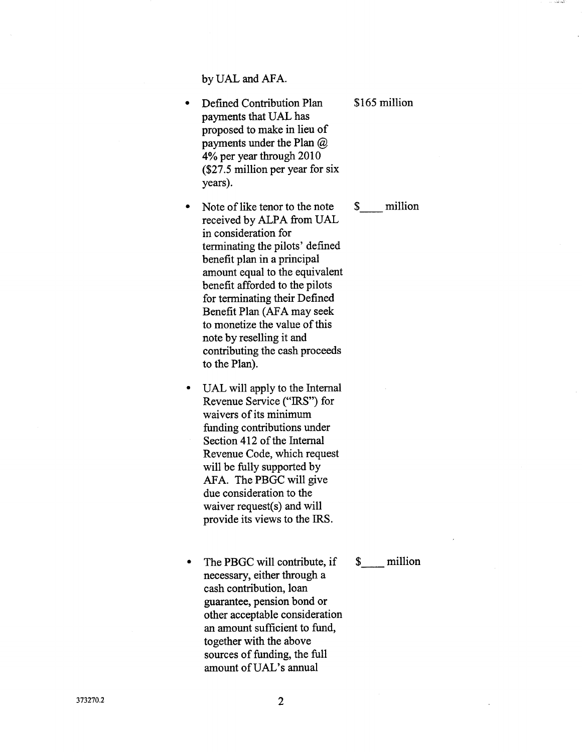by UAL and AFA.

| | |
|---|---|
| • Defined Contribution Plan payments that UAL has proposed to make in lieu of payments under the Plan @ 4% per year through 2010 ($27.5 million per year for six years). | $165 million |
| • Note of like tenor to the note received by ALPA from UAL in consideration for terminating the pilots' defined benefit plan in a principal amount equal to the equivalent benefit afforded to the pilots for terminating their Defined Benefit Plan (AFA may seek to monetize the value of this note by reselling it and contributing the cash proceeds to the Plan). | $____ million |
| • UAL will apply to the Internal Revenue Service ("IRS") for waivers of its minimum funding contributions under Section 412 of the Internal Revenue Code, which request will be fully supported by AFA. The PBGC will give due consideration to the waiver request(s) and will provide its views to the IRS. | |
| • The PBGC will contribute, if necessary, either through a cash contribution, loan guarantee, pension bond or other acceptable consideration an amount sufficient to fund, together with the above sources of funding, the full amount of UAL's annual | $____ million |

373270.2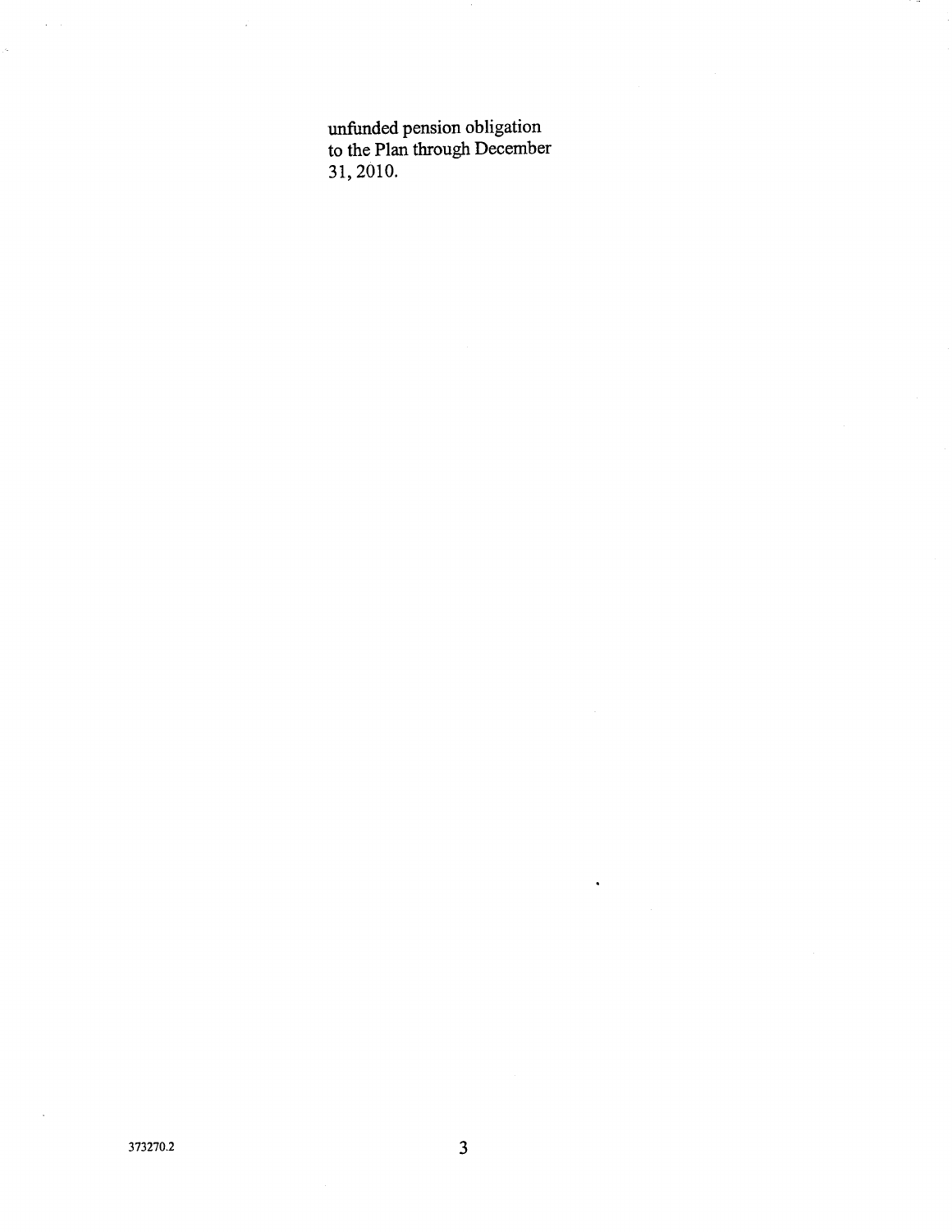unfunded pension obligation
to the Plan through December
31, 2010.